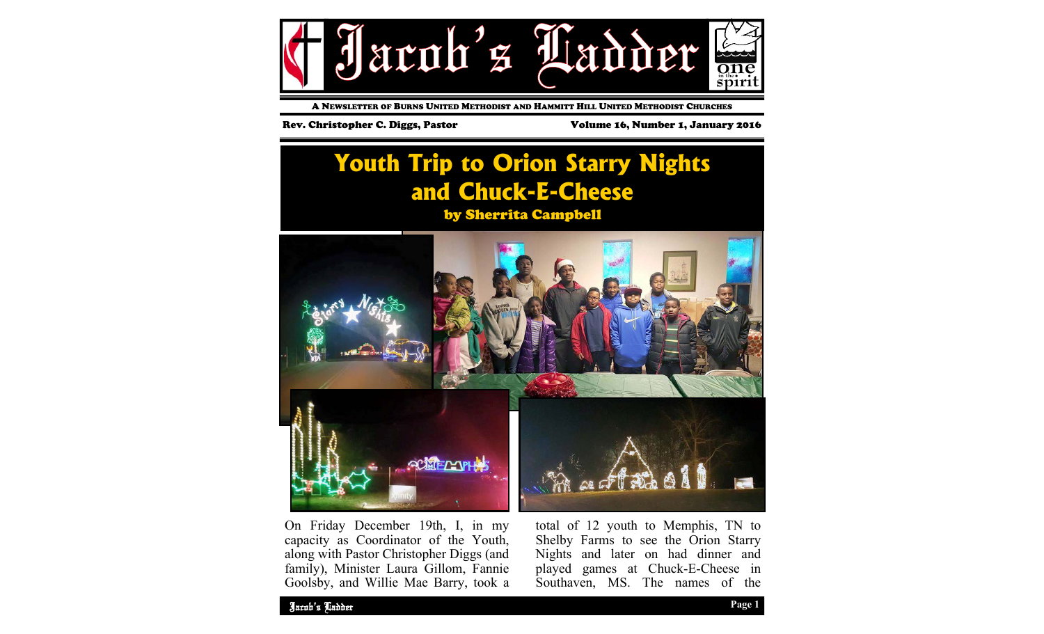# Jacob's Ladder

A Newsletter of Burns United Methodist and Hammitt Hill United Methodist Churches

Rev. Christopher C. Diggs, Pastor

Volume 16, Number 1, January 2016

## Youth Trip to Orion Starry Nights and Chuck-E-Cheese

**by Sherrita Campbell**

On Friday December 19th, I, in my capacity as Coordinator of the Youth, along with Pastor Christopher Diggs (and family), Minister Laura Gillom, Fannie Goolsby, and Willie Mae Barry, took a total of 12 youth to Memphis, TN to Shelby Farms to see the Orion Starry Nights and later on had dinner and played games at Chuck-E-Cheese in Southaven, MS. The names of the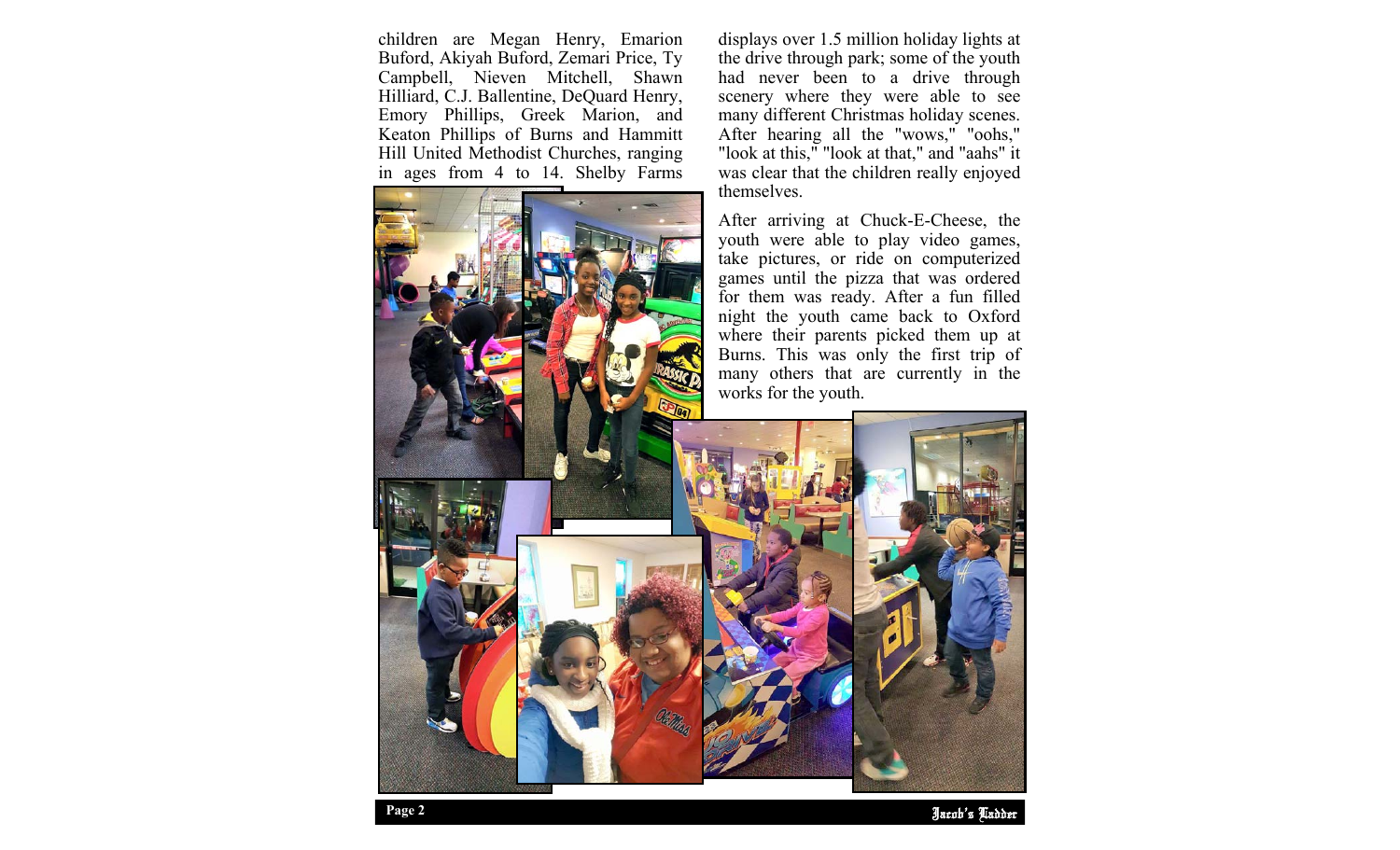children are Megan Henry, Emarion Buford, Akiyah Buford, Zemari Price, Ty Campbell, Nieven Mitchell, Shawn Hilliard, C.J. Ballentine, DeQuard Henry, Emory Phillips, Greek Marion, and Keaton Phillips of Burns and Hammitt Hill United Methodist Churches, ranging in ages from 4 to 14. Shelby Farms displays over 1.5 million holiday lights at the drive through park; some of the youth had never been to a drive through scenery where they were able to see many different Christmas holiday scenes. After hearing all the "wows," "oohs," "look at this," "look at that," and "aahs" it was clear that the children really enjoyed themselves.

After arriving at Chuck-E-Cheese, the youth were able to play video games, take pictures, or ride on computerized games until the pizza that was ordered for them was ready. After a fun filled night the youth came back to Oxford where their parents picked them up at Burns. This was only the first trip of many others that are currently in the works for the youth.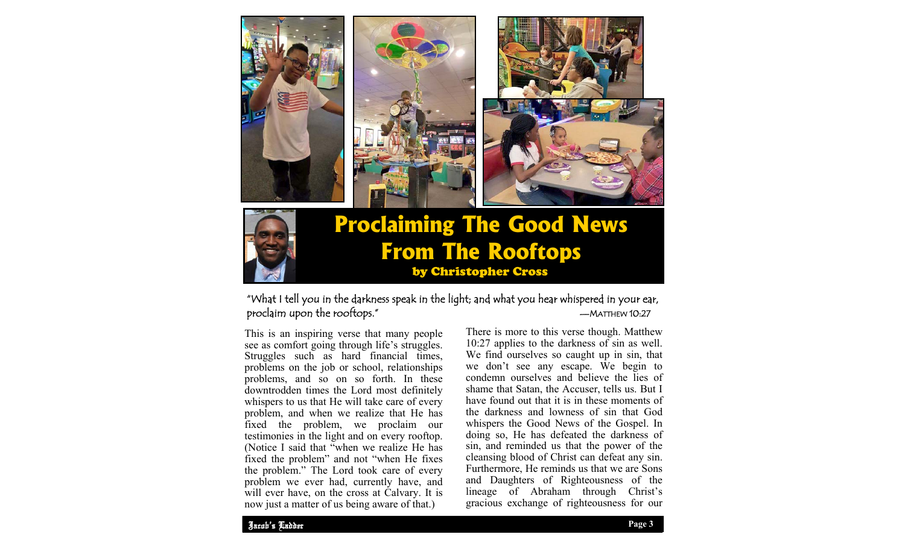# Proclaiming The Good News From The Rooftops

### by Christopher Cross

"What I tell you in the darkness speak in the light; and what you hear whispered in your ear, proclaim upon the rooftops."
—Matthew 10:27

This is an inspiring verse that many people see as comfort going through life's struggles. Struggles such as hard financial times, problems on the job or school, relationships problems, and so on so forth. In these downtrodden times the Lord most definitely whispers to us that He will take care of every problem, and when we realize that He has fixed the problem, we proclaim our testimonies in the light and on every rooftop. (Notice I said that "when we realize He has fixed the problem" and not "when He fixes the problem." The Lord took care of every problem we ever had, currently have, and will ever have, on the cross at Calvary. It is now just a matter of us being aware of that.)

There is more to this verse though. Matthew 10:27 applies to the darkness of sin as well. We find ourselves so caught up in sin, that we don't see any escape. We begin to condemn ourselves and believe the lies of shame that Satan, the Accuser, tells us. But I have found out that it is in these moments of the darkness and lowness of sin that God whispers the Good News of the Gospel. In doing so, He has defeated the darkness of sin, and reminded us that the power of the cleansing blood of Christ can defeat any sin. Furthermore, He reminds us that we are Sons and Daughters of Righteousness of the lineage of Abraham through Christ's gracious exchange of righteousness for our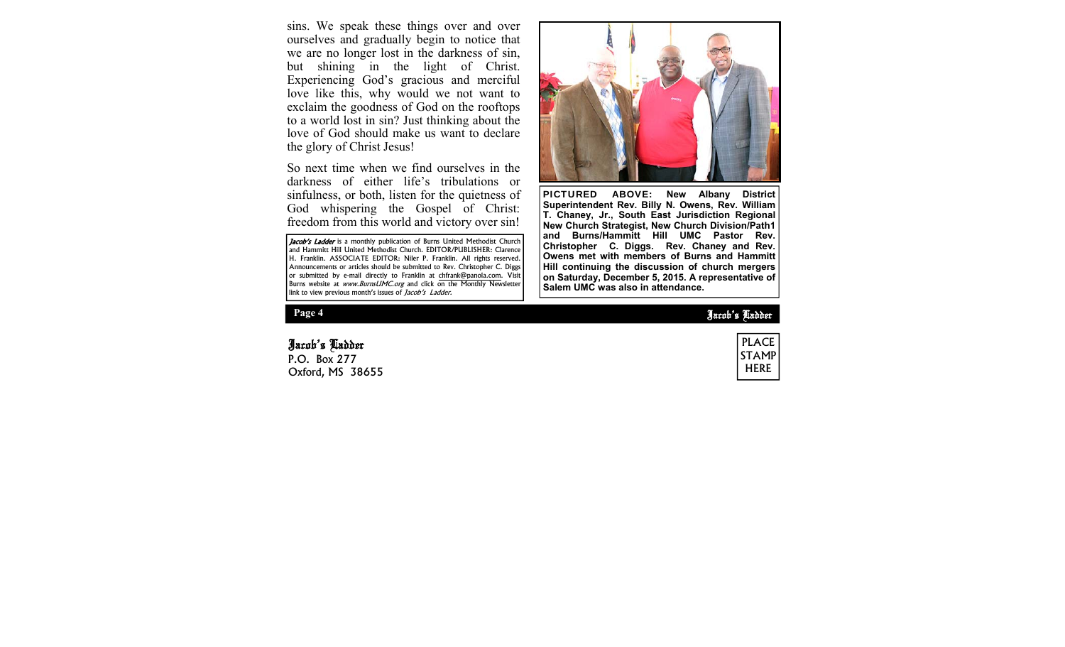sins. We speak these things over and over ourselves and gradually begin to notice that we are no longer lost in the darkness of sin, but shining in the light of Christ. Experiencing God's gracious and merciful love like this, why would we not want to exclaim the goodness of God on the rooftops to a world lost in sin? Just thinking about the love of God should make us want to declare the glory of Christ Jesus!

So next time when we find ourselves in the darkness of either life's tribulations or sinfulness, or both, listen for the quietness of God whispering the Gospel of Christ: freedom from this world and victory over sin!

*Jacob's Ladder* is a monthly publication of Burns United Methodist Church and Hammitt Hill United Methodist Church. EDITOR/PUBLISHER: Clarence H. Franklin. ASSOCIATE EDITOR: Niler P. Franklin. All rights reserved. Announcements or articles should be submitted to Rev. Christopher C. Diggs or submitted by e-mail directly to Franklin at chfrank@panola.com. Visit Burns website at *www.BurnsUMC.org* and click on the Monthly Newsletter link to view previous month's issues of *Jacob's Ladder*.

**PICTURED ABOVE: New Albany District Superintendent Rev. Billy N. Owens, Rev. William T. Chaney, Jr., South East Jurisdiction Regional New Church Strategist, New Church Division/Path1 and Burns/Hammitt Hill UMC Pastor Rev. Christopher C. Diggs. Rev. Chaney and Rev. Owens met with members of Burns and Hammitt Hill continuing the discussion of church mergers on Saturday, December 5, 2015. A representative of Salem UMC was also in attendance.**

Jacob's Ladder
P.O. Box 277
Oxford, MS 38655

PLACE STAMP HERE